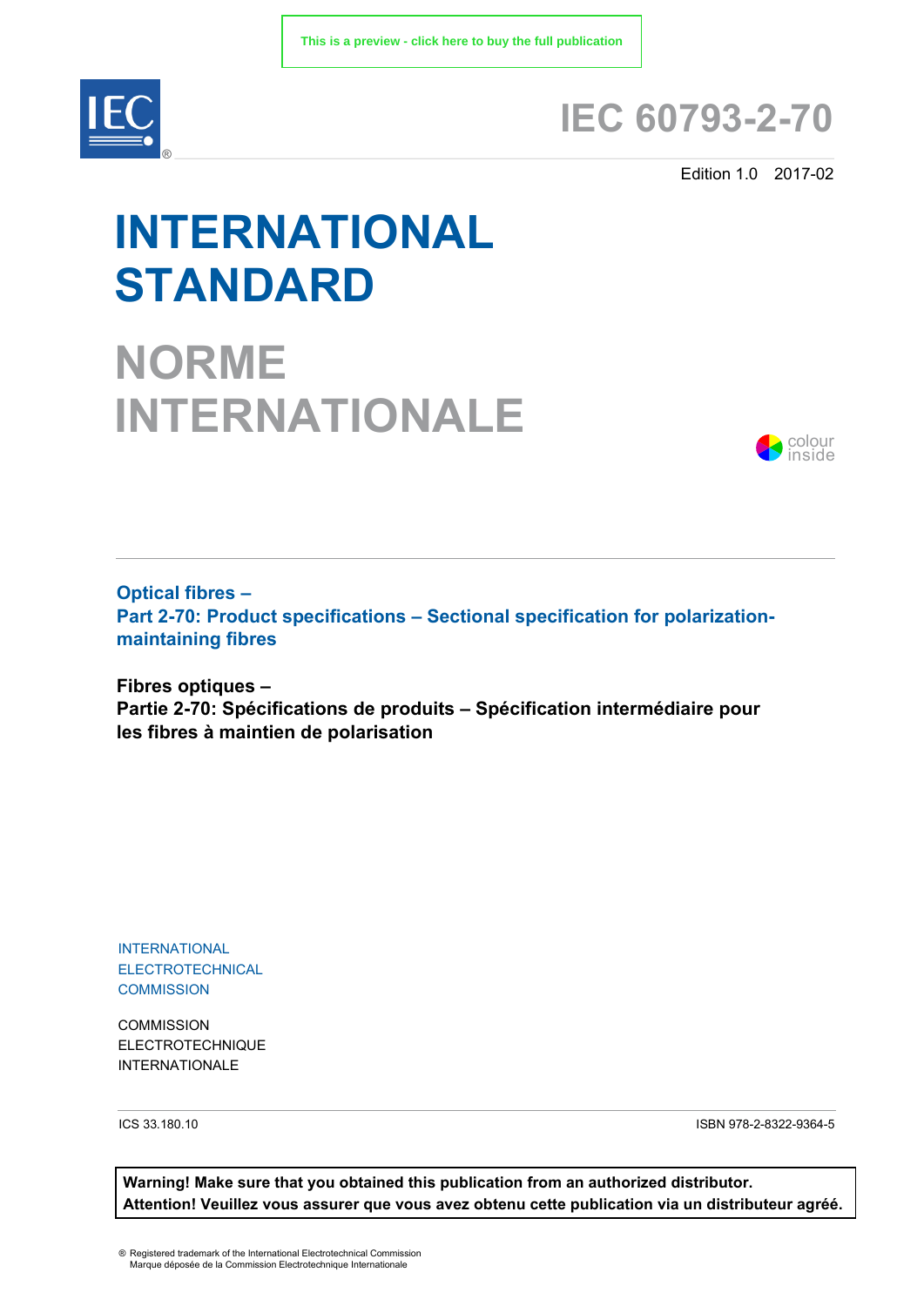This is a preview - click here to buy the full publication

IEC 60793-2-70

Edition 1.0 2017-02

# INTERNATIONAL STANDARD

# NORME INTERNATIONALE

colour inside

**Optical fibres –**
**Part 2-70: Product specifications – Sectional specification for polarization-maintaining fibres**

**Fibres optiques –**
**Partie 2-70: Spécifications de produits – Spécification intermédiaire pour les fibres à maintien de polarisation**

INTERNATIONAL
ELECTROTECHNICAL
COMMISSION

COMMISSION
ELECTROTECHNIQUE
INTERNATIONALE

ICS 33.180.10

ISBN 978-2-8322-9364-5

**Warning! Make sure that you obtained this publication from an authorized distributor.**
**Attention! Veuillez vous assurer que vous avez obtenu cette publication via un distributeur agréé.**

® Registered trademark of the International Electrotechnical Commission
Marque déposée de la Commission Electrotechnique Internationale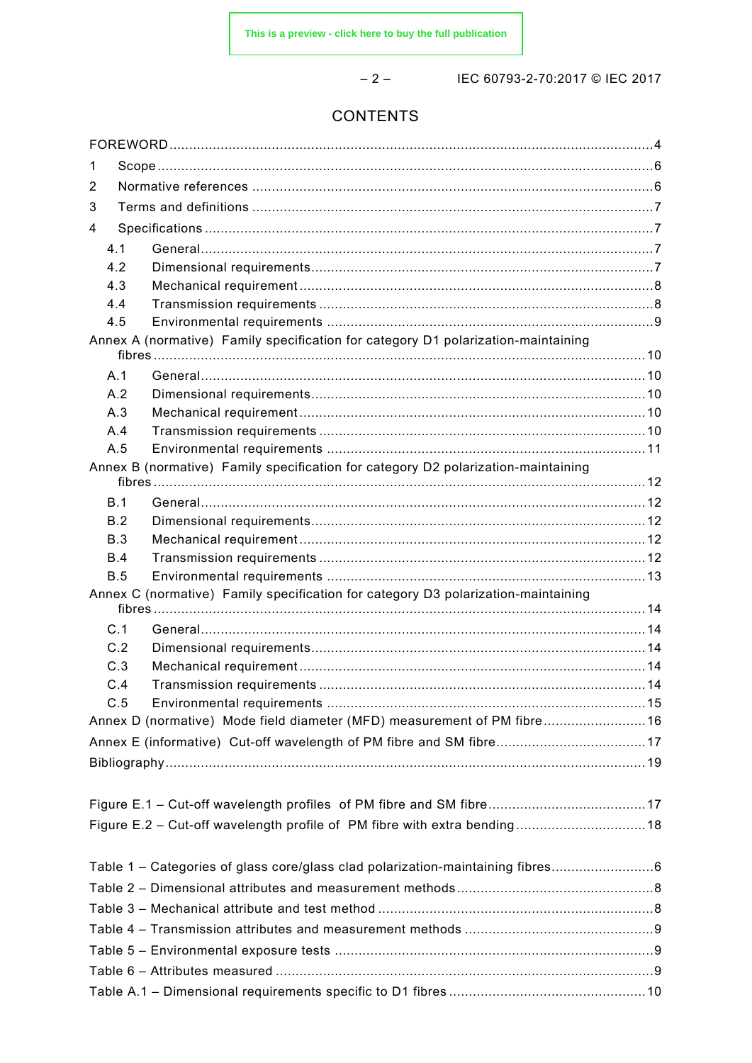# CONTENTS

FOREWORD ....................................................................................................................... 4

1 Scope ............................................................................................................................. 6

2 Normative references ..................................................................................................... 6

3 Terms and definitions ..................................................................................................... 7

4 Specifications ................................................................................................................. 7

4.1 General ................................................................................................................. 7

4.2 Dimensional requirements ...................................................................................... 7

4.3 Mechanical requirement ......................................................................................... 8

4.4 Transmission requirements .................................................................................... 8

4.5 Environmental requirements ................................................................................... 9

Annex A (normative) Family specification for category D1 polarization-maintaining fibres ............................................................................................................................... 10

A.1 General ............................................................................................................... 10

A.2 Dimensional requirements .................................................................................... 10

A.3 Mechanical requirement ....................................................................................... 10

A.4 Transmission requirements .................................................................................. 10

A.5 Environmental requirements ................................................................................. 11

Annex B (normative) Family specification for category D2 polarization-maintaining fibres ............................................................................................................................... 12

B.1 General ............................................................................................................... 12

B.2 Dimensional requirements .................................................................................... 12

B.3 Mechanical requirement ....................................................................................... 12

B.4 Transmission requirements .................................................................................. 12

B.5 Environmental requirements ................................................................................. 13

Annex C (normative) Family specification for category D3 polarization-maintaining fibres ............................................................................................................................... 14

C.1 General ............................................................................................................... 14

C.2 Dimensional requirements .................................................................................... 14

C.3 Mechanical requirement ....................................................................................... 14

C.4 Transmission requirements .................................................................................. 14

C.5 Environmental requirements ................................................................................. 15

Annex D (normative) Mode field diameter (MFD) measurement of PM fibre .......................... 16

Annex E (informative) Cut-off wavelength of PM fibre and SM fibre ..................................... 17

Bibliography ..................................................................................................................... 19

Figure E.1 – Cut-off wavelength profiles of PM fibre and SM fibre ........................................ 17

Figure E.2 – Cut-off wavelength profile of PM fibre with extra bending ................................. 18

Table 1 – Categories of glass core/glass clad polarization-maintaining fibres .......................... 6

Table 2 – Dimensional attributes and measurement methods .................................................. 8

Table 3 – Mechanical attribute and test method ...................................................................... 8

Table 4 – Transmission attributes and measurement methods ................................................ 9

Table 5 – Environmental exposure tests ................................................................................. 9

Table 6 – Attributes measured ............................................................................................... 9

Table A.1 – Dimensional requirements specific to D1 fibres .................................................. 10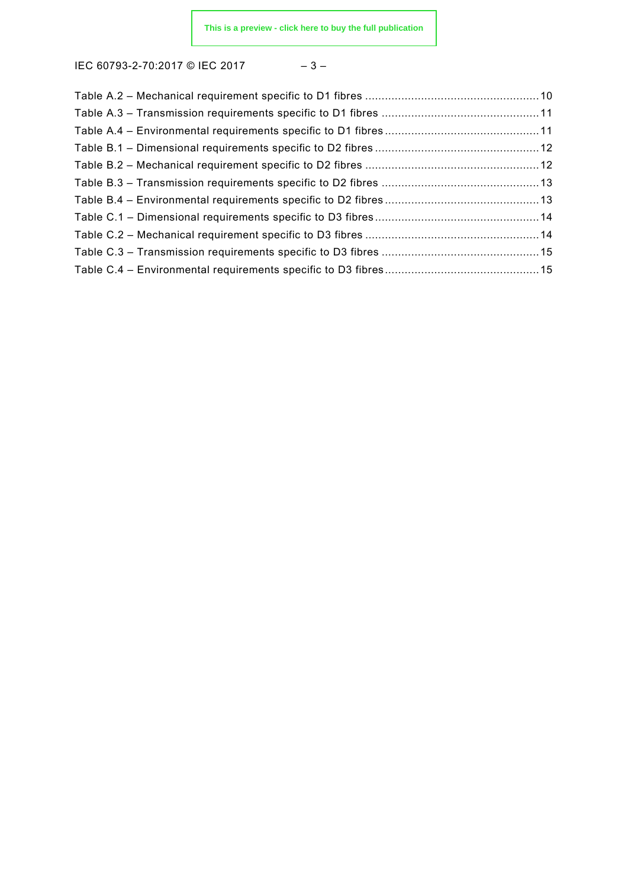Table A.2 – Mechanical requirement specific to D1 fibres ....................................................10
Table A.3 – Transmission requirements specific to D1 fibres ................................................11
Table A.4 – Environmental requirements specific to D1 fibres ..............................................11
Table B.1 – Dimensional requirements specific to D2 fibres ..................................................12
Table B.2 – Mechanical requirement specific to D2 fibres ....................................................12
Table B.3 – Transmission requirements specific to D2 fibres ................................................13
Table B.4 – Environmental requirements specific to D2 fibres ..............................................13
Table C.1 – Dimensional requirements specific to D3 fibres ..................................................14
Table C.2 – Mechanical requirement specific to D3 fibres ....................................................14
Table C.3 – Transmission requirements specific to D3 fibres ................................................15
Table C.4 – Environmental requirements specific to D3 fibres ..............................................15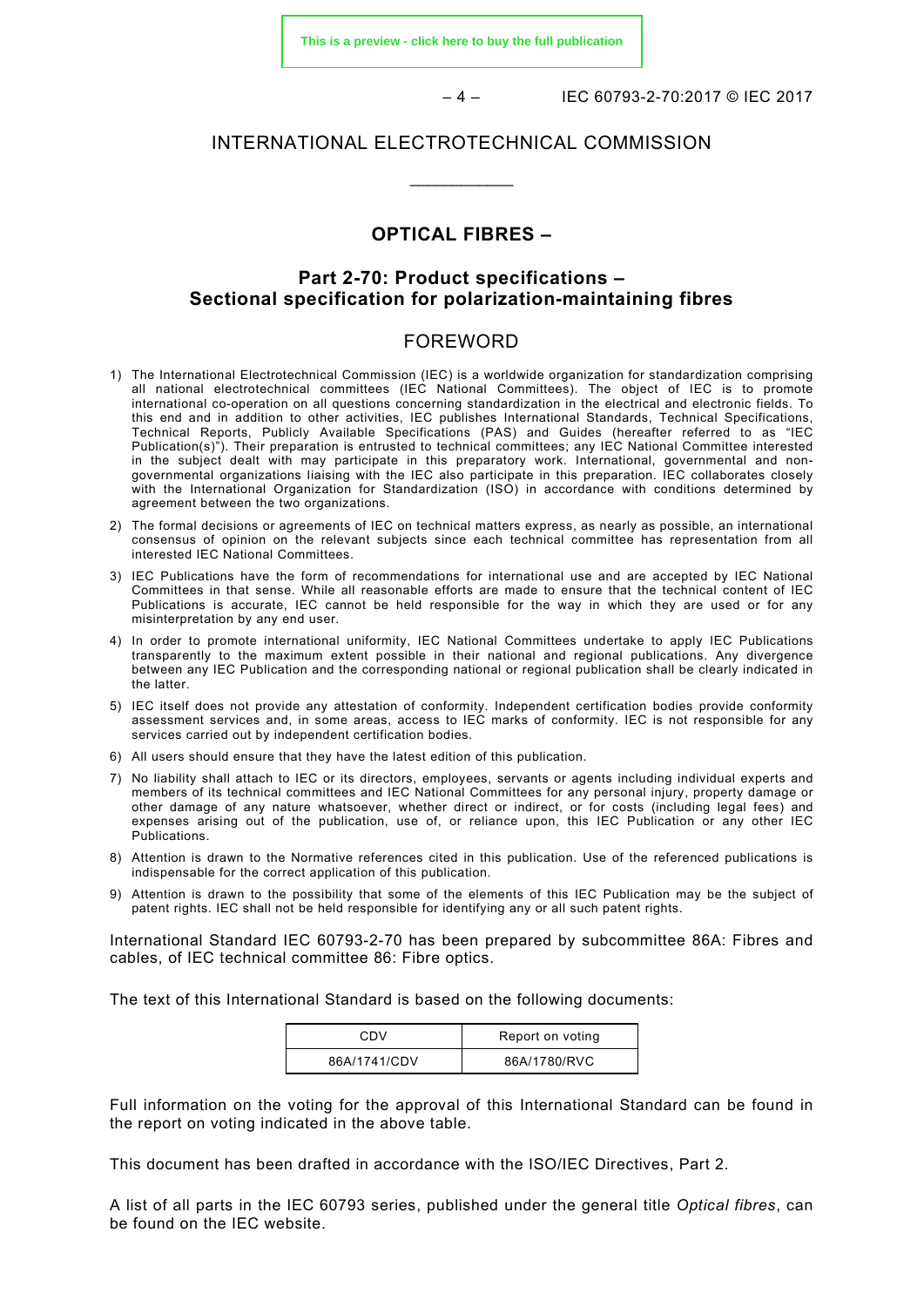# INTERNATIONAL ELECTROTECHNICAL COMMISSION

\_\_\_\_\_\_\_\_\_\_\_\_

## OPTICAL FIBRES –

## Part 2-70: Product specifications – Sectional specification for polarization-maintaining fibres

## FOREWORD

1) The International Electrotechnical Commission (IEC) is a worldwide organization for standardization comprising all national electrotechnical committees (IEC National Committees). The object of IEC is to promote international co-operation on all questions concerning standardization in the electrical and electronic fields. To this end and in addition to other activities, IEC publishes International Standards, Technical Specifications, Technical Reports, Publicly Available Specifications (PAS) and Guides (hereafter referred to as "IEC Publication(s)"). Their preparation is entrusted to technical committees; any IEC National Committee interested in the subject dealt with may participate in this preparatory work. International, governmental and non-governmental organizations liaising with the IEC also participate in this preparation. IEC collaborates closely with the International Organization for Standardization (ISO) in accordance with conditions determined by agreement between the two organizations.
2) The formal decisions or agreements of IEC on technical matters express, as nearly as possible, an international consensus of opinion on the relevant subjects since each technical committee has representation from all interested IEC National Committees.
3) IEC Publications have the form of recommendations for international use and are accepted by IEC National Committees in that sense. While all reasonable efforts are made to ensure that the technical content of IEC Publications is accurate, IEC cannot be held responsible for the way in which they are used or for any misinterpretation by any end user.
4) In order to promote international uniformity, IEC National Committees undertake to apply IEC Publications transparently to the maximum extent possible in their national and regional publications. Any divergence between any IEC Publication and the corresponding national or regional publication shall be clearly indicated in the latter.
5) IEC itself does not provide any attestation of conformity. Independent certification bodies provide conformity assessment services and, in some areas, access to IEC marks of conformity. IEC is not responsible for any services carried out by independent certification bodies.
6) All users should ensure that they have the latest edition of this publication.
7) No liability shall attach to IEC or its directors, employees, servants or agents including individual experts and members of its technical committees and IEC National Committees for any personal injury, property damage or other damage of any nature whatsoever, whether direct or indirect, or for costs (including legal fees) and expenses arising out of the publication, use of, or reliance upon, this IEC Publication or any other IEC Publications.
8) Attention is drawn to the Normative references cited in this publication. Use of the referenced publications is indispensable for the correct application of this publication.
9) Attention is drawn to the possibility that some of the elements of this IEC Publication may be the subject of patent rights. IEC shall not be held responsible for identifying any or all such patent rights.

International Standard IEC 60793-2-70 has been prepared by subcommittee 86A: Fibres and cables, of IEC technical committee 86: Fibre optics.

The text of this International Standard is based on the following documents:

| CDV | Report on voting |
|---|---|
| 86A/1741/CDV | 86A/1780/RVC |

Full information on the voting for the approval of this International Standard can be found in the report on voting indicated in the above table.

This document has been drafted in accordance with the ISO/IEC Directives, Part 2.

A list of all parts in the IEC 60793 series, published under the general title *Optical fibres*, can be found on the IEC website.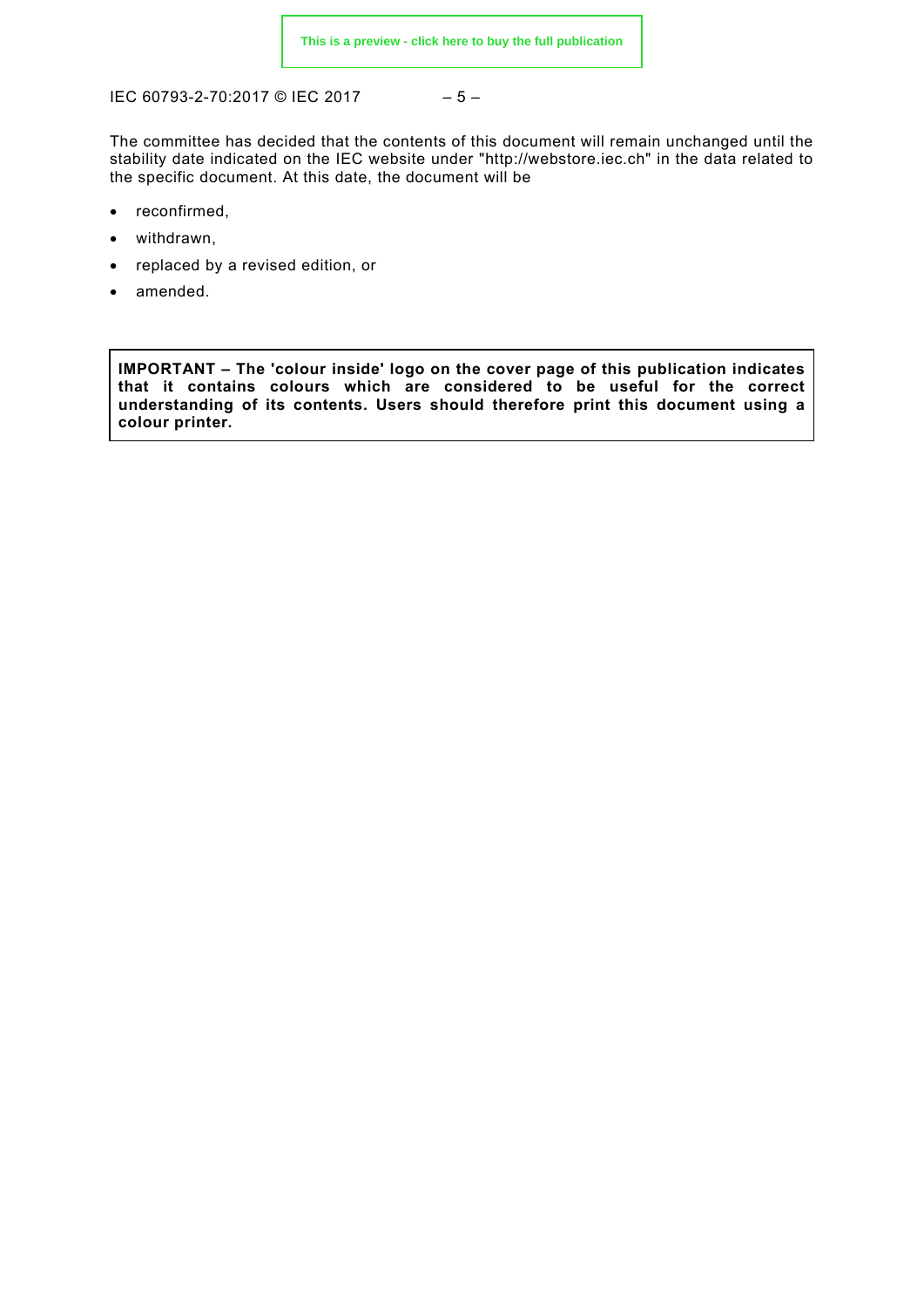The committee has decided that the contents of this document will remain unchanged until the stability date indicated on the IEC website under "http://webstore.iec.ch" in the data related to the specific document. At this date, the document will be

- reconfirmed,
- withdrawn,
- replaced by a revised edition, or
- amended.

**IMPORTANT – The 'colour inside' logo on the cover page of this publication indicates that it contains colours which are considered to be useful for the correct understanding of its contents. Users should therefore print this document using a colour printer.**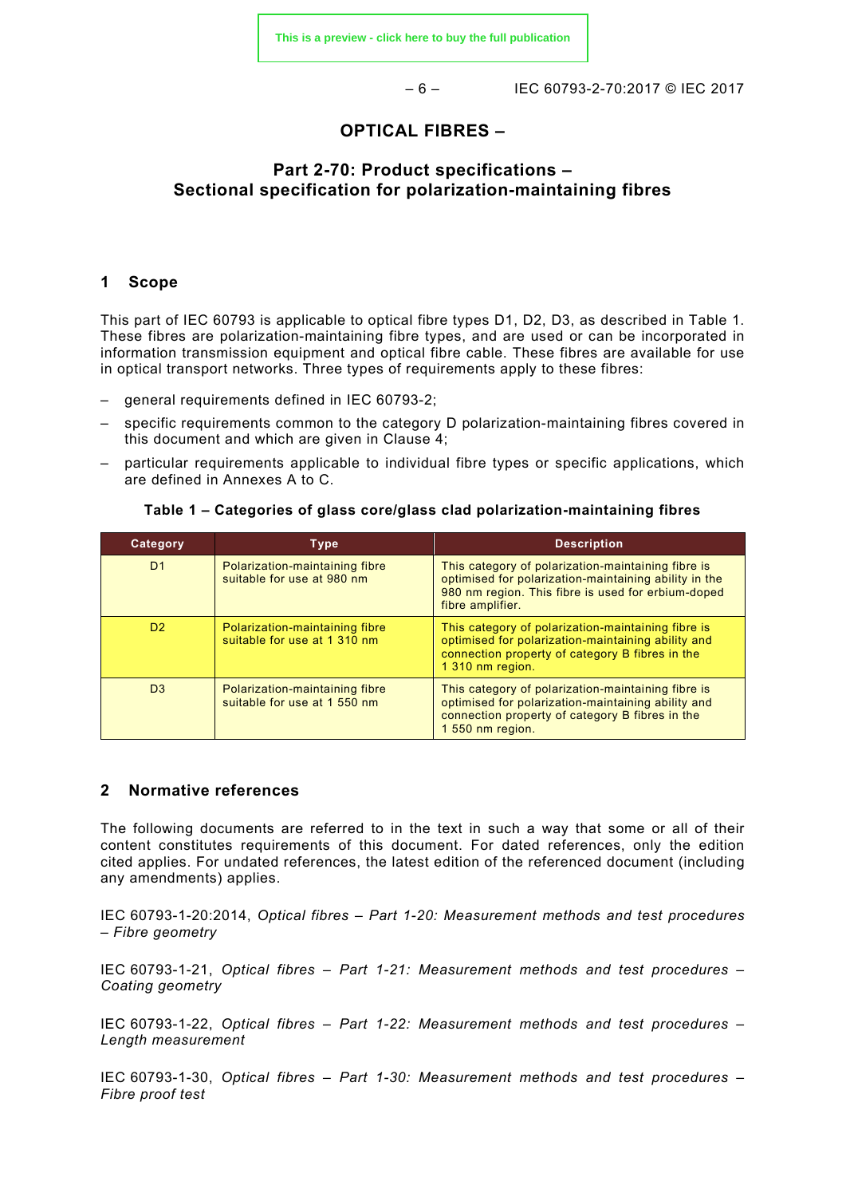# OPTICAL FIBRES –

## Part 2-70: Product specifications – Sectional specification for polarization-maintaining fibres

## 1 Scope

This part of IEC 60793 is applicable to optical fibre types D1, D2, D3, as described in Table 1. These fibres are polarization-maintaining fibre types, and are used or can be incorporated in information transmission equipment and optical fibre cable. These fibres are available for use in optical transport networks. Three types of requirements apply to these fibres:

– general requirements defined in IEC 60793-2;

– specific requirements common to the category D polarization-maintaining fibres covered in this document and which are given in Clause 4;

– particular requirements applicable to individual fibre types or specific applications, which are defined in Annexes A to C.

**Table 1 – Categories of glass core/glass clad polarization-maintaining fibres**

| Category | Type | Description |
|---|---|---|
| D1 | Polarization-maintaining fibre suitable for use at 980 nm | This category of polarization-maintaining fibre is optimised for polarization-maintaining ability in the 980 nm region. This fibre is used for erbium-doped fibre amplifier. |
| D2 | Polarization-maintaining fibre suitable for use at 1 310 nm | This category of polarization-maintaining fibre is optimised for polarization-maintaining ability and connection property of category B fibres in the 1 310 nm region. |
| D3 | Polarization-maintaining fibre suitable for use at 1 550 nm | This category of polarization-maintaining fibre is optimised for polarization-maintaining ability and connection property of category B fibres in the 1 550 nm region. |

## 2 Normative references

The following documents are referred to in the text in such a way that some or all of their content constitutes requirements of this document. For dated references, only the edition cited applies. For undated references, the latest edition of the referenced document (including any amendments) applies.

IEC 60793-1-20:2014, *Optical fibres – Part 1-20: Measurement methods and test procedures – Fibre geometry*

IEC 60793-1-21, *Optical fibres – Part 1-21: Measurement methods and test procedures – Coating geometry*

IEC 60793-1-22, *Optical fibres – Part 1-22: Measurement methods and test procedures – Length measurement*

IEC 60793-1-30, *Optical fibres – Part 1-30: Measurement methods and test procedures – Fibre proof test*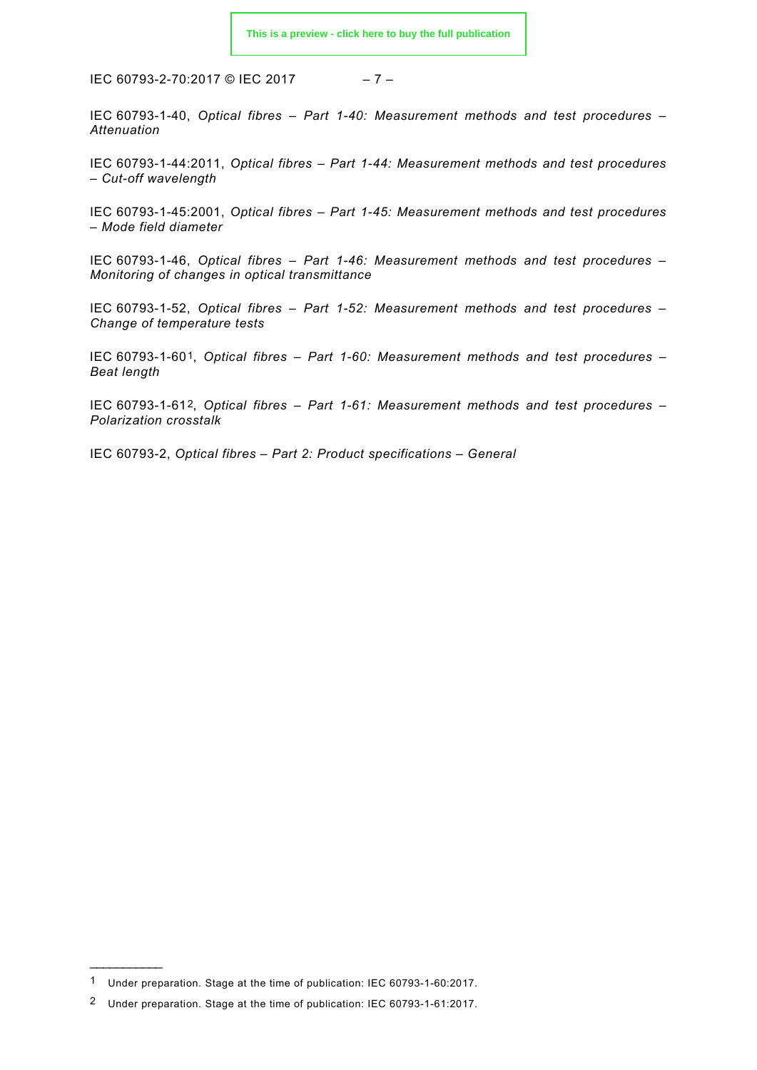IEC 60793-1-40, *Optical fibres – Part 1-40: Measurement methods and test procedures – Attenuation*

IEC 60793-1-44:2011, *Optical fibres – Part 1-44: Measurement methods and test procedures – Cut-off wavelength*

IEC 60793-1-45:2001, *Optical fibres – Part 1-45: Measurement methods and test procedures – Mode field diameter*

IEC 60793-1-46, *Optical fibres – Part 1-46: Measurement methods and test procedures – Monitoring of changes in optical transmittance*

IEC 60793-1-52, *Optical fibres – Part 1-52: Measurement methods and test procedures – Change of temperature tests*

IEC 60793-1-60[1], *Optical fibres – Part 1-60: Measurement methods and test procedures – Beat length*

IEC 60793-1-61[2], *Optical fibres – Part 1-61: Measurement methods and test procedures – Polarization crosstalk*

IEC 60793-2, *Optical fibres – Part 2: Product specifications – General*

---

1 Under preparation. Stage at the time of publication: IEC 60793-1-60:2017.

2 Under preparation. Stage at the time of publication: IEC 60793-1-61:2017.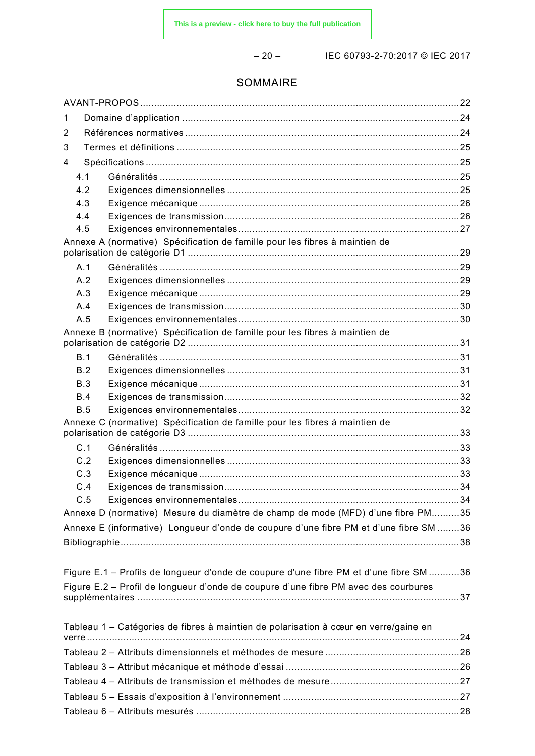# SOMMAIRE

AVANT-PROPOS ....................................................................................................................22

1 Domaine d'application .....................................................................................................24

2 Références normatives .....................................................................................................24

3 Termes et définitions .......................................................................................................25

4 Spécifications ...................................................................................................................25

4.1 Généralités .................................................................................................................25

4.2 Exigences dimensionnelles ..........................................................................................25

4.3 Exigence mécanique ...................................................................................................26

4.4 Exigences de transmission...........................................................................................26

4.5 Exigences environnementales......................................................................................27

Annexe A (normative) Spécification de famille pour les fibres à maintien de polarisation de catégorie D1 .....................................................................................................29

A.1 Généralités .................................................................................................................29

A.2 Exigences dimensionnelles ..........................................................................................29

A.3 Exigence mécanique ...................................................................................................29

A.4 Exigences de transmission...........................................................................................30

A.5 Exigences environnementales......................................................................................30

Annexe B (normative) Spécification de famille pour les fibres à maintien de polarisation de catégorie D2 .....................................................................................................31

B.1 Généralités .................................................................................................................31

B.2 Exigences dimensionnelles ..........................................................................................31

B.3 Exigence mécanique ...................................................................................................31

B.4 Exigences de transmission...........................................................................................32

B.5 Exigences environnementales......................................................................................32

Annexe C (normative) Spécification de famille pour les fibres à maintien de polarisation de catégorie D3 .....................................................................................................33

C.1 Généralités .................................................................................................................33

C.2 Exigences dimensionnelles ..........................................................................................33

C.3 Exigence mécanique ...................................................................................................33

C.4 Exigences de transmission...........................................................................................34

C.5 Exigences environnementales......................................................................................34

Annexe D (normative) Mesure du diamètre de champ de mode (MFD) d'une fibre PM..........35

Annexe E (informative) Longueur d'onde de coupure d'une fibre PM et d'une fibre SM ........36

Bibliographie.........................................................................................................................38

Figure E.1 – Profils de longueur d'onde de coupure d'une fibre PM et d'une fibre SM ...........36

Figure E.2 – Profil de longueur d'onde de coupure d'une fibre PM avec des courbures supplémentaires ..................................................................................................................37

Tableau 1 – Catégories de fibres à maintien de polarisation à cœur en verre/gaine en verre......................................................................................................................................24

Tableau 2 – Attributs dimensionnels et méthodes de mesure ................................................26

Tableau 3 – Attribut mécanique et méthode d'essai .............................................................26

Tableau 4 – Attributs de transmission et méthodes de mesure.............................................27

Tableau 5 – Essais d'exposition à l'environnement ..............................................................27

Tableau 6 – Attributs mesurés ............................................................................................28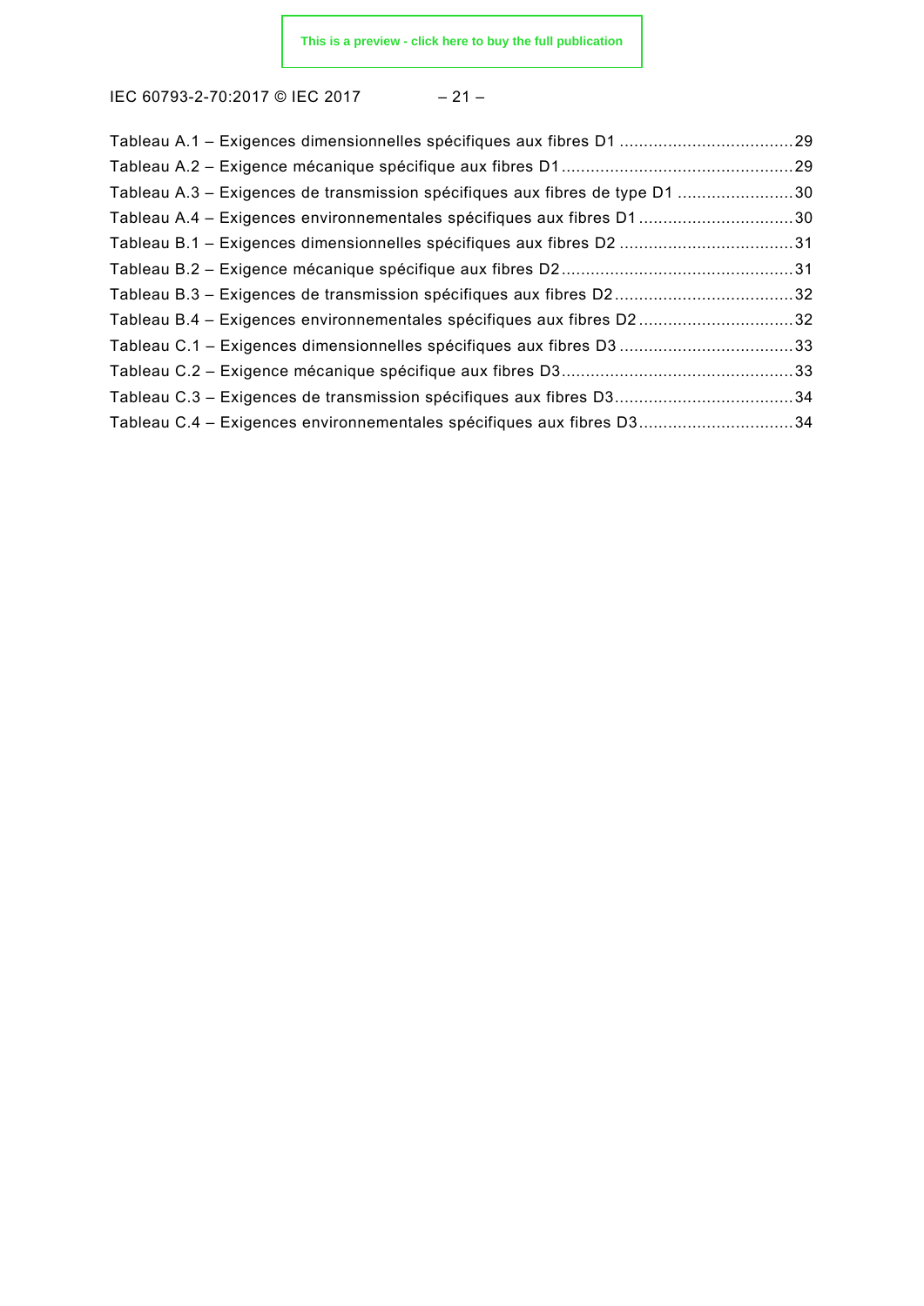Tableau A.1 – Exigences dimensionnelles spécifiques aux fibres D1 .....................................29
Tableau A.2 – Exigence mécanique spécifique aux fibres D1................................................29
Tableau A.3 – Exigences de transmission spécifiques aux fibres de type D1 ........................30
Tableau A.4 – Exigences environnementales spécifiques aux fibres D1................................30
Tableau B.1 – Exigences dimensionnelles spécifiques aux fibres D2 ....................................31
Tableau B.2 – Exigence mécanique spécifique aux fibres D2................................................31
Tableau B.3 – Exigences de transmission spécifiques aux fibres D2.....................................32
Tableau B.4 – Exigences environnementales spécifiques aux fibres D2................................32
Tableau C.1 – Exigences dimensionnelles spécifiques aux fibres D3 ....................................33
Tableau C.2 – Exigence mécanique spécifique aux fibres D3................................................33
Tableau C.3 – Exigences de transmission spécifiques aux fibres D3.....................................34
Tableau C.4 – Exigences environnementales spécifiques aux fibres D3................................34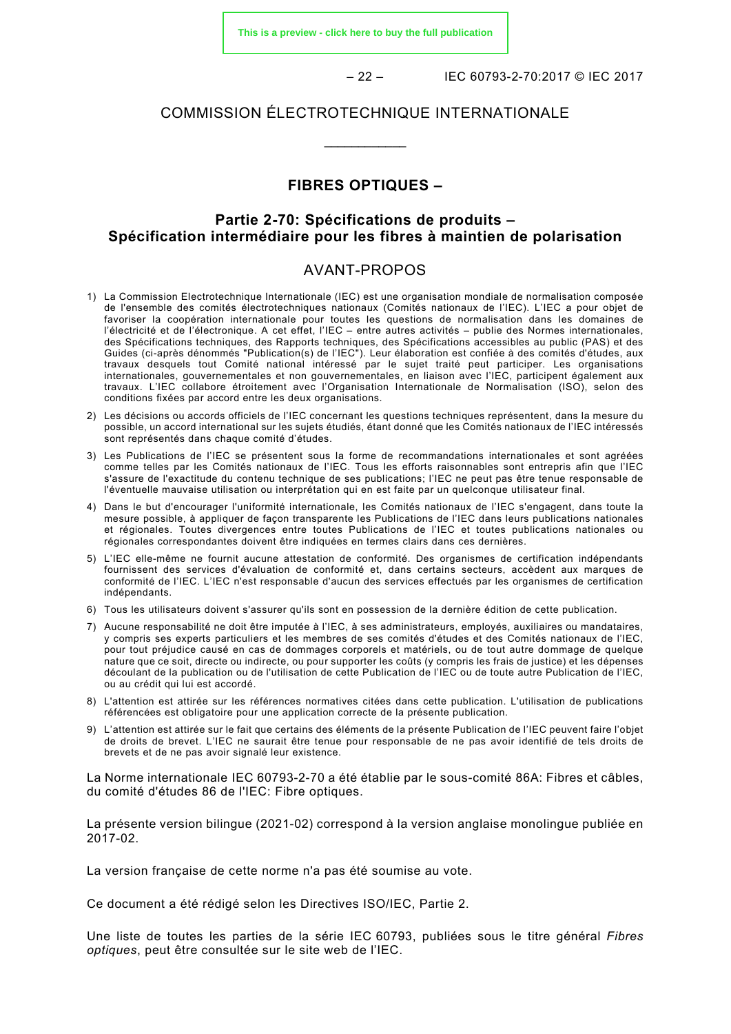COMMISSION ÉLECTROTECHNIQUE INTERNATIONALE

___________

# FIBRES OPTIQUES –

## Partie 2-70: Spécifications de produits – Spécification intermédiaire pour les fibres à maintien de polarisation

## AVANT-PROPOS

1) La Commission Electrotechnique Internationale (IEC) est une organisation mondiale de normalisation composée de l'ensemble des comités électrotechniques nationaux (Comités nationaux de l'IEC). L'IEC a pour objet de favoriser la coopération internationale pour toutes les questions de normalisation dans les domaines de l'électricité et de l'électronique. A cet effet, l'IEC – entre autres activités – publie des Normes internationales, des Spécifications techniques, des Rapports techniques, des Spécifications accessibles au public (PAS) et des Guides (ci-après dénommés "Publication(s) de l'IEC"). Leur élaboration est confiée à des comités d'études, aux travaux desquels tout Comité national intéressé par le sujet traité peut participer. Les organisations internationales, gouvernementales et non gouvernementales, en liaison avec l'IEC, participent également aux travaux. L'IEC collabore étroitement avec l'Organisation Internationale de Normalisation (ISO), selon des conditions fixées par accord entre les deux organisations.
2) Les décisions ou accords officiels de l'IEC concernant les questions techniques représentent, dans la mesure du possible, un accord international sur les sujets étudiés, étant donné que les Comités nationaux de l'IEC intéressés sont représentés dans chaque comité d'études.
3) Les Publications de l'IEC se présentent sous la forme de recommandations internationales et sont agréées comme telles par les Comités nationaux de l'IEC. Tous les efforts raisonnables sont entrepris afin que l'IEC s'assure de l'exactitude du contenu technique de ses publications; l'IEC ne peut pas être tenue responsable de l'éventuelle mauvaise utilisation ou interprétation qui en est faite par un quelconque utilisateur final.
4) Dans le but d'encourager l'uniformité internationale, les Comités nationaux de l'IEC s'engagent, dans toute la mesure possible, à appliquer de façon transparente les Publications de l'IEC dans leurs publications nationales et régionales. Toutes divergences entre toutes Publications de l'IEC et toutes publications nationales ou régionales correspondantes doivent être indiquées en termes clairs dans ces dernières.
5) L'IEC elle-même ne fournit aucune attestation de conformité. Des organismes de certification indépendants fournissent des services d'évaluation de conformité et, dans certains secteurs, accèdent aux marques de conformité de l'IEC. L'IEC n'est responsable d'aucun des services effectués par les organismes de certification indépendants.
6) Tous les utilisateurs doivent s'assurer qu'ils sont en possession de la dernière édition de cette publication.
7) Aucune responsabilité ne doit être imputée à l'IEC, à ses administrateurs, employés, auxiliaires ou mandataires, y compris ses experts particuliers et les membres de ses comités d'études et des Comités nationaux de l'IEC, pour tout préjudice causé en cas de dommages corporels et matériels, ou de tout autre dommage de quelque nature que ce soit, directe ou indirecte, ou pour supporter les coûts (y compris les frais de justice) et les dépenses découlant de la publication ou de l'utilisation de cette Publication de l'IEC ou de toute autre Publication de l'IEC, ou au crédit qui lui est accordé.
8) L'attention est attirée sur les références normatives citées dans cette publication. L'utilisation de publications référencées est obligatoire pour une application correcte de la présente publication.
9) L'attention est attirée sur le fait que certains des éléments de la présente Publication de l'IEC peuvent faire l'objet de droits de brevet. L'IEC ne saurait être tenue pour responsable de ne pas avoir identifié de tels droits de brevets et de ne pas avoir signalé leur existence.

La Norme internationale IEC 60793-2-70 a été établie par le sous-comité 86A: Fibres et câbles, du comité d'études 86 de l'IEC: Fibre optiques.

La présente version bilingue (2021-02) correspond à la version anglaise monolingue publiée en 2017-02.

La version française de cette norme n'a pas été soumise au vote.

Ce document a été rédigé selon les Directives ISO/IEC, Partie 2.

Une liste de toutes les parties de la série IEC 60793, publiées sous le titre général *Fibres optiques*, peut être consultée sur le site web de l'IEC.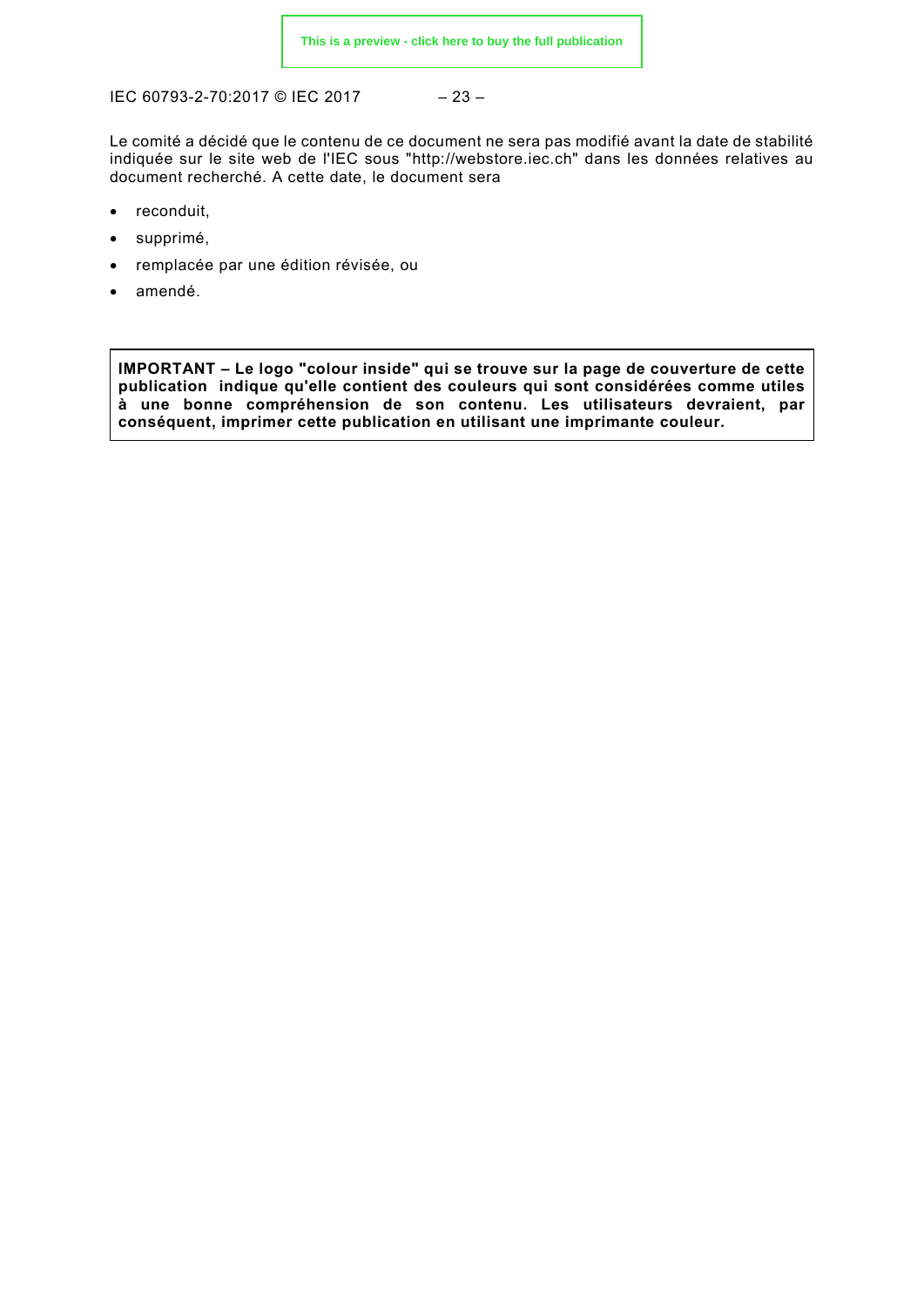Le comité a décidé que le contenu de ce document ne sera pas modifié avant la date de stabilité indiquée sur le site web de l'IEC sous "http://webstore.iec.ch" dans les données relatives au document recherché. A cette date, le document sera

- reconduit,
- supprimé,
- remplacée par une édition révisée, ou
- amendé.

**IMPORTANT – Le logo "colour inside" qui se trouve sur la page de couverture de cette publication indique qu'elle contient des couleurs qui sont considérées comme utiles à une bonne compréhension de son contenu. Les utilisateurs devraient, par conséquent, imprimer cette publication en utilisant une imprimante couleur.**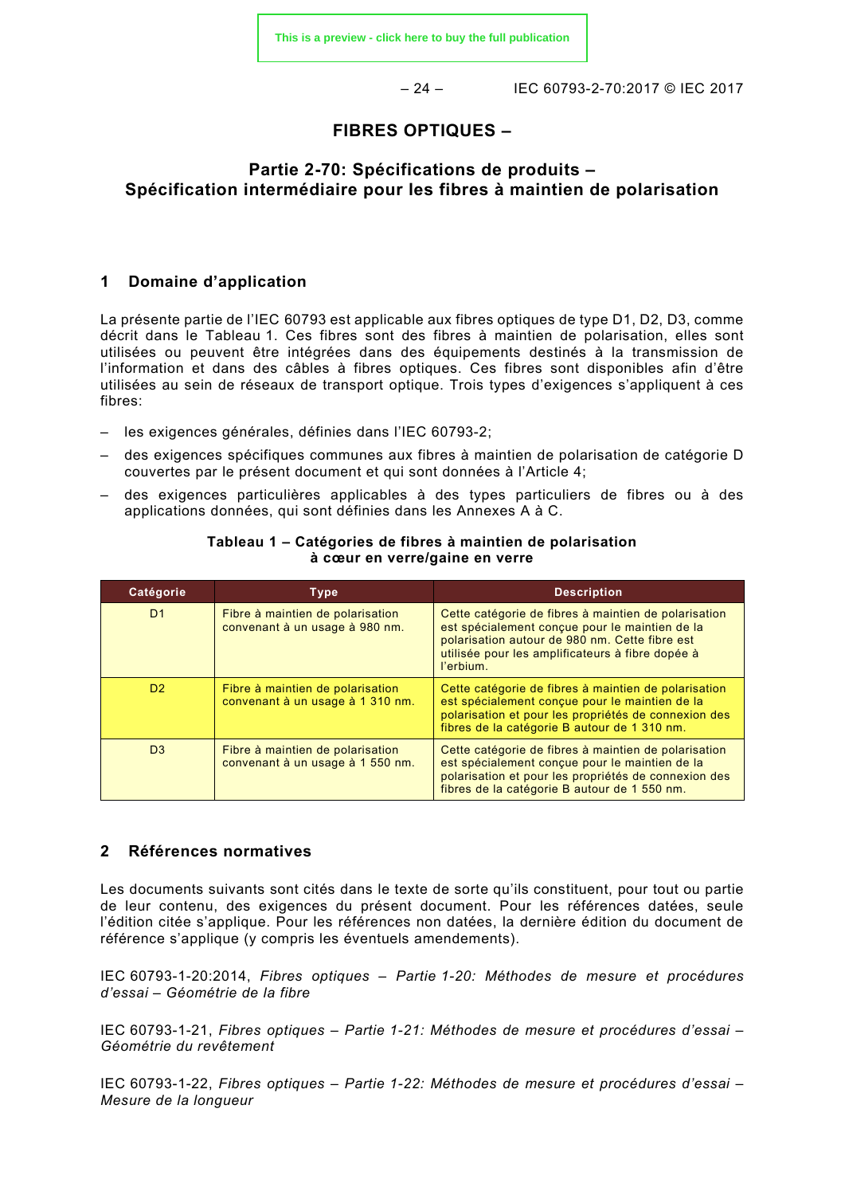# FIBRES OPTIQUES –

## Partie 2-70: Spécifications de produits – Spécification intermédiaire pour les fibres à maintien de polarisation

## 1 Domaine d'application

La présente partie de l'IEC 60793 est applicable aux fibres optiques de type D1, D2, D3, comme décrit dans le Tableau 1. Ces fibres sont des fibres à maintien de polarisation, elles sont utilisées ou peuvent être intégrées dans des équipements destinés à la transmission de l'information et dans des câbles à fibres optiques. Ces fibres sont disponibles afin d'être utilisées au sein de réseaux de transport optique. Trois types d'exigences s'appliquent à ces fibres:

– les exigences générales, définies dans l'IEC 60793-2;
– des exigences spécifiques communes aux fibres à maintien de polarisation de catégorie D couvertes par le présent document et qui sont données à l'Article 4;
– des exigences particulières applicables à des types particuliers de fibres ou à des applications données, qui sont définies dans les Annexes A à C.

**Tableau 1 – Catégories de fibres à maintien de polarisation à cœur en verre/gaine en verre**

| Catégorie | Type | Description |
|---|---|---|
| D1 | Fibre à maintien de polarisation convenant à un usage à 980 nm. | Cette catégorie de fibres à maintien de polarisation est spécialement conçue pour le maintien de la polarisation autour de 980 nm. Cette fibre est utilisée pour les amplificateurs à fibre dopée à l'erbium. |
| D2 | Fibre à maintien de polarisation convenant à un usage à 1 310 nm. | Cette catégorie de fibres à maintien de polarisation est spécialement conçue pour le maintien de la polarisation et pour les propriétés de connexion des fibres de la catégorie B autour de 1 310 nm. |
| D3 | Fibre à maintien de polarisation convenant à un usage à 1 550 nm. | Cette catégorie de fibres à maintien de polarisation est spécialement conçue pour le maintien de la polarisation et pour les propriétés de connexion des fibres de la catégorie B autour de 1 550 nm. |

## 2 Références normatives

Les documents suivants sont cités dans le texte de sorte qu'ils constituent, pour tout ou partie de leur contenu, des exigences du présent document. Pour les références datées, seule l'édition citée s'applique. Pour les références non datées, la dernière édition du document de référence s'applique (y compris les éventuels amendements).

IEC 60793-1-20:2014, *Fibres optiques – Partie 1-20: Méthodes de mesure et procédures d'essai – Géométrie de la fibre*

IEC 60793-1-21, *Fibres optiques – Partie 1-21: Méthodes de mesure et procédures d'essai – Géométrie du revêtement*

IEC 60793-1-22, *Fibres optiques – Partie 1-22: Méthodes de mesure et procédures d'essai – Mesure de la longueur*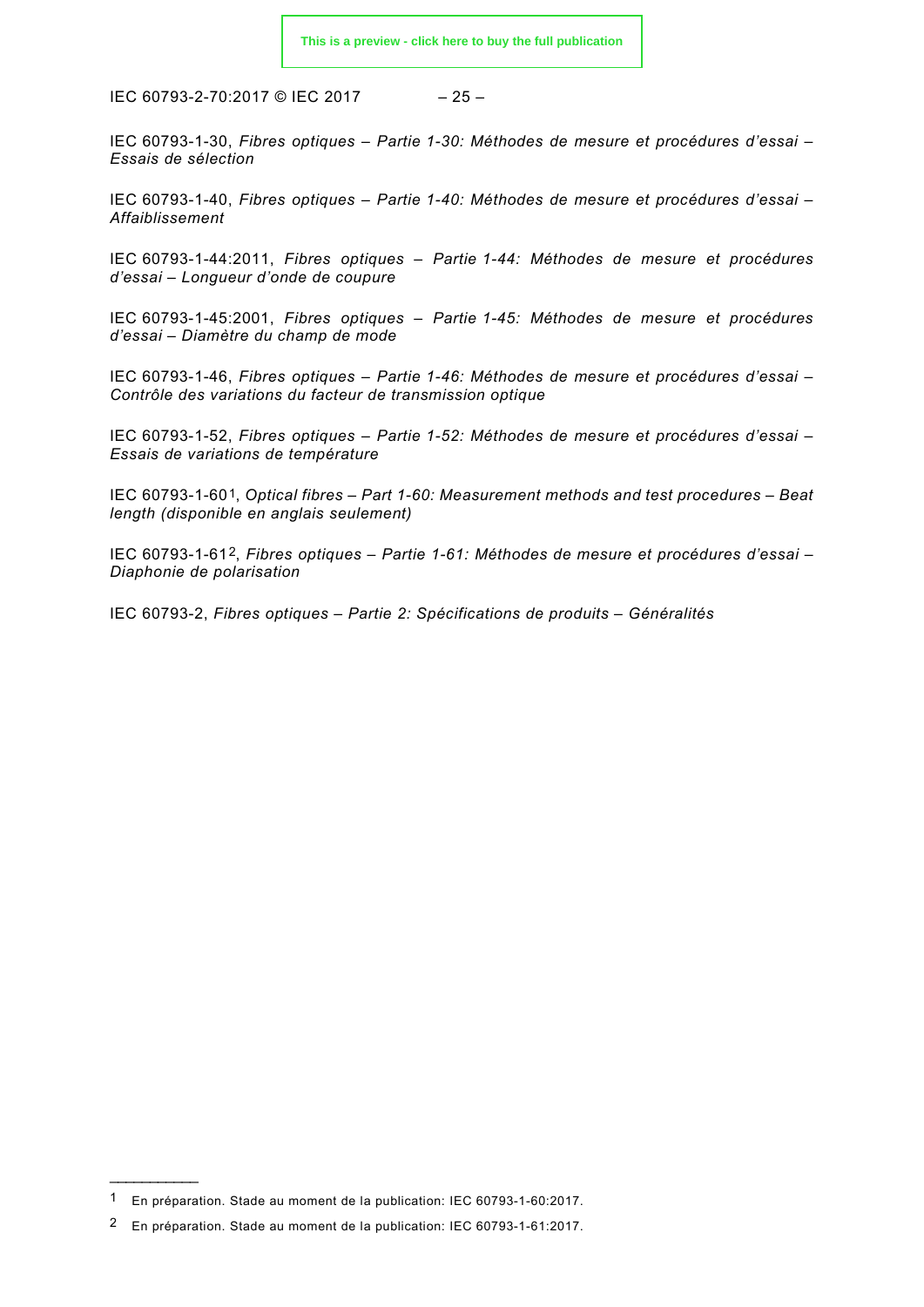IEC 60793-1-30, *Fibres optiques – Partie 1-30: Méthodes de mesure et procédures d’essai – Essais de sélection*

IEC 60793-1-40, *Fibres optiques – Partie 1-40: Méthodes de mesure et procédures d’essai – Affaiblissement*

IEC 60793-1-44:2011, *Fibres optiques – Partie 1-44: Méthodes de mesure et procédures d’essai – Longueur d’onde de coupure*

IEC 60793-1-45:2001, *Fibres optiques – Partie 1-45: Méthodes de mesure et procédures d’essai – Diamètre du champ de mode*

IEC 60793-1-46, *Fibres optiques – Partie 1-46: Méthodes de mesure et procédures d’essai – Contrôle des variations du facteur de transmission optique*

IEC 60793-1-52, *Fibres optiques – Partie 1-52: Méthodes de mesure et procédures d’essai – Essais de variations de température*

IEC 60793-1-60[1], *Optical fibres – Part 1-60: Measurement methods and test procedures – Beat length (disponible en anglais seulement)*

IEC 60793-1-61[2], *Fibres optiques – Partie 1-61: Méthodes de mesure et procédures d’essai – Diaphonie de polarisation*

IEC 60793-2, *Fibres optiques – Partie 2: Spécifications de produits – Généralités*

---

[1] En préparation. Stade au moment de la publication: IEC 60793-1-60:2017.

[2] En préparation. Stade au moment de la publication: IEC 60793-1-61:2017.